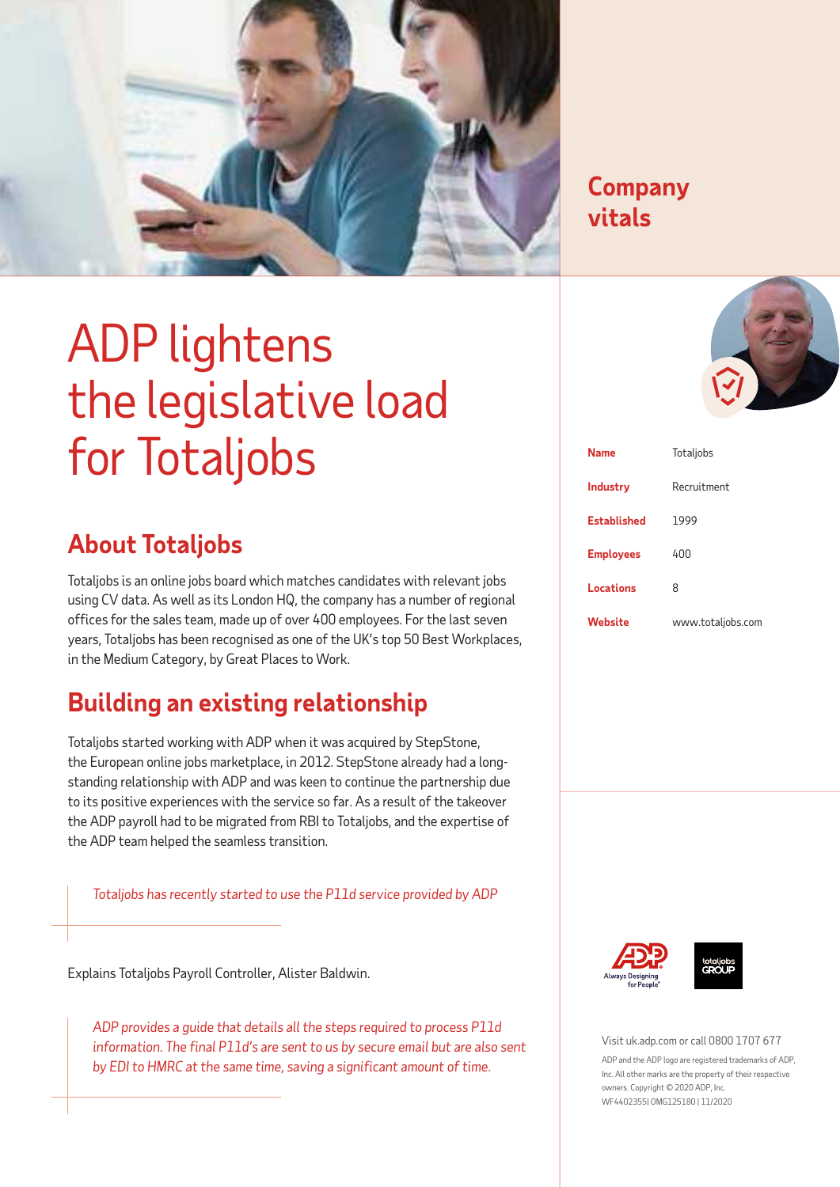# ADP lightens the legislative load for Totaljobs

## About Totaljobs

Totaljobs is an online jobs board which matches candidates with relevant jobs using CV data. As well as its London HQ, the company has a number of regional offices for the sales team, made up of over 400 employees. For the last seven years, Totaljobs has been recognised as one of the UK's top 50 Best Workplaces, in the Medium Category, by Great Places to Work.

## Building an existing relationship

Totaljobs started working with ADP when it was acquired by StepStone, the European online jobs marketplace, in 2012. StepStone already had a long-standing relationship with ADP and was keen to continue the partnership due to its positive experiences with the service so far. As a result of the takeover the ADP payroll had to be migrated from RBI to Totaljobs, and the expertise of the ADP team helped the seamless transition.

> *Totaljobs has recently started to use the P11d service provided by ADP*

Explains Totaljobs Payroll Controller, Alister Baldwin.

> *ADP provides a guide that details all the steps required to process P11d information. The final P11d's are sent to us by secure email but are also sent by EDI to HMRC at the same time, saving a significant amount of time.*

## Company vitals

| | |
|---|---|
| **Name** | Totaljobs |
| **Industry** | Recruitment |
| **Established** | 1999 |
| **Employees** | 400 |
| **Locations** | 8 |
| **Website** | www.totaljobs.com |

Visit uk.adp.com or call 0800 1707 677

ADP and the ADP logo are registered trademarks of ADP, Inc. All other marks are the property of their respective owners. Copyright © 2020 ADP, Inc. WF4402355| OMG125180 | 11/2020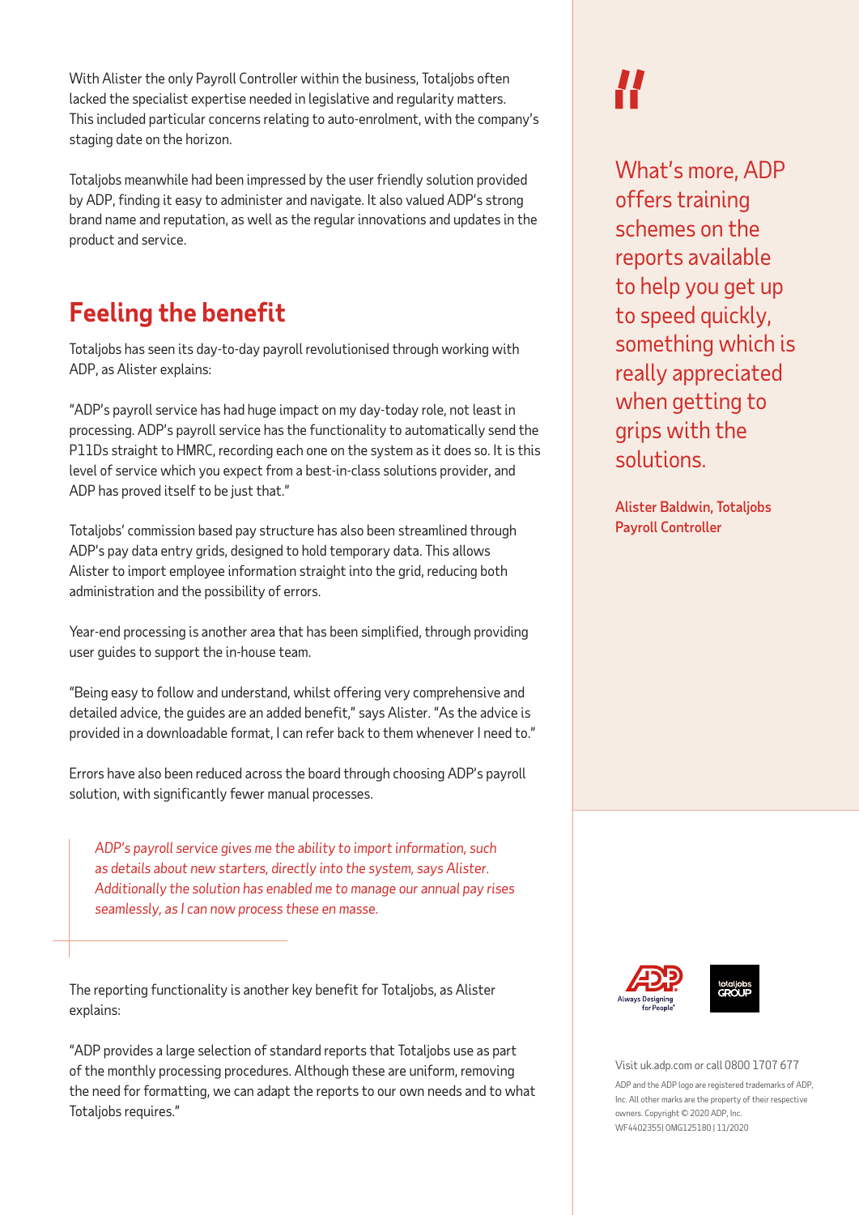With Alister the only Payroll Controller within the business, Totaljobs often lacked the specialist expertise needed in legislative and regularity matters. This included particular concerns relating to auto-enrolment, with the company's staging date on the horizon.

Totaljobs meanwhile had been impressed by the user friendly solution provided by ADP, finding it easy to administer and navigate. It also valued ADP's strong brand name and reputation, as well as the regular innovations and updates in the product and service.

## Feeling the benefit

Totaljobs has seen its day-to-day payroll revolutionised through working with ADP, as Alister explains:

"ADP's payroll service has had huge impact on my day-today role, not least in processing. ADP's payroll service has the functionality to automatically send the P11Ds straight to HMRC, recording each one on the system as it does so. It is this level of service which you expect from a best-in-class solutions provider, and ADP has proved itself to be just that."

Totaljobs' commission based pay structure has also been streamlined through ADP's pay data entry grids, designed to hold temporary data. This allows Alister to import employee information straight into the grid, reducing both administration and the possibility of errors.

Year-end processing is another area that has been simplified, through providing user guides to support the in-house team.

"Being easy to follow and understand, whilst offering very comprehensive and detailed advice, the guides are an added benefit," says Alister. "As the advice is provided in a downloadable format, I can refer back to them whenever I need to."

Errors have also been reduced across the board through choosing ADP's payroll solution, with significantly fewer manual processes.

> *ADP's payroll service gives me the ability to import information, such as details about new starters, directly into the system, says Alister. Additionally the solution has enabled me to manage our annual pay rises seamlessly, as I can now process these en masse.*

The reporting functionality is another key benefit for Totaljobs, as Alister explains:

"ADP provides a large selection of standard reports that Totaljobs use as part of the monthly processing procedures. Although these are uniform, removing the need for formatting, we can adapt the reports to our own needs and to what Totaljobs requires."

> "What's more, ADP offers training schemes on the reports available to help you get up to speed quickly, something which is really appreciated when getting to grips with the solutions.
>
> **Alister Baldwin, Totaljobs Payroll Controller**

Visit uk.adp.com or call 0800 1707 677

ADP and the ADP logo are registered trademarks of ADP, Inc. All other marks are the property of their respective owners. Copyright © 2020 ADP, Inc. WF4402355| OMG125180 | 11/2020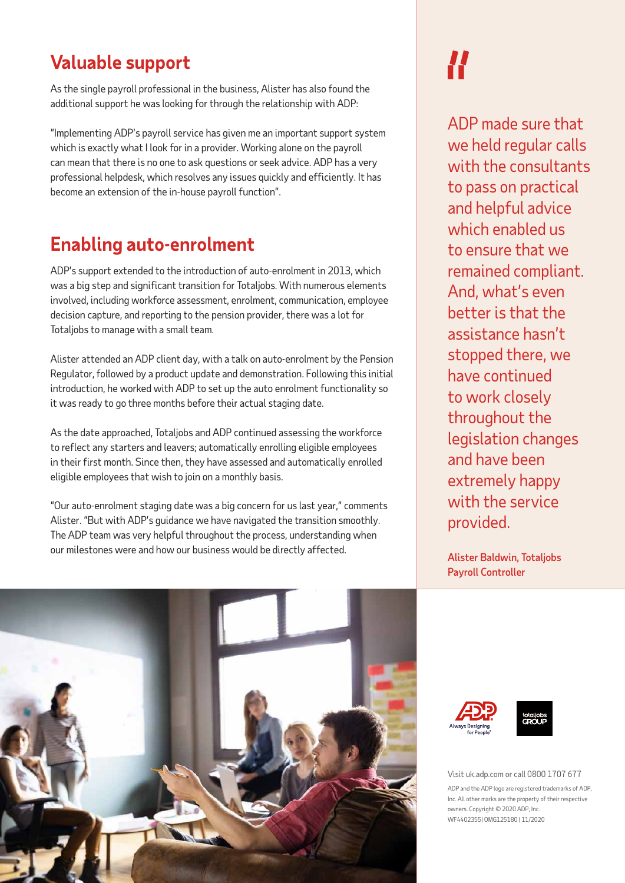## Valuable support

As the single payroll professional in the business, Alister has also found the additional support he was looking for through the relationship with ADP:

"Implementing ADP's payroll service has given me an important support system which is exactly what I look for in a provider. Working alone on the payroll can mean that there is no one to ask questions or seek advice. ADP has a very professional helpdesk, which resolves any issues quickly and efficiently. It has become an extension of the in-house payroll function".

## Enabling auto-enrolment

ADP's support extended to the introduction of auto-enrolment in 2013, which was a big step and significant transition for Totaljobs. With numerous elements involved, including workforce assessment, enrolment, communication, employee decision capture, and reporting to the pension provider, there was a lot for Totaljobs to manage with a small team.

Alister attended an ADP client day, with a talk on auto-enrolment by the Pension Regulator, followed by a product update and demonstration. Following this initial introduction, he worked with ADP to set up the auto enrolment functionality so it was ready to go three months before their actual staging date.

As the date approached, Totaljobs and ADP continued assessing the workforce to reflect any starters and leavers; automatically enrolling eligible employees in their first month. Since then, they have assessed and automatically enrolled eligible employees that wish to join on a monthly basis.

"Our auto-enrolment staging date was a big concern for us last year," comments Alister. "But with ADP's guidance we have navigated the transition smoothly. The ADP team was very helpful throughout the process, understanding when our milestones were and how our business would be directly affected.

> "ADP made sure that we held regular calls with the consultants to pass on practical and helpful advice which enabled us to ensure that we remained compliant. And, what's even better is that the assistance hasn't stopped there, we have continued to work closely throughout the legislation changes and have been extremely happy with the service provided.
>
> **Alister Baldwin, Totaljobs Payroll Controller**

Visit uk.adp.com or call 0800 1707 677

ADP and the ADP logo are registered trademarks of ADP, Inc. All other marks are the property of their respective owners. Copyright © 2020 ADP, Inc.
WF4402355| OMG125180 | 11/2020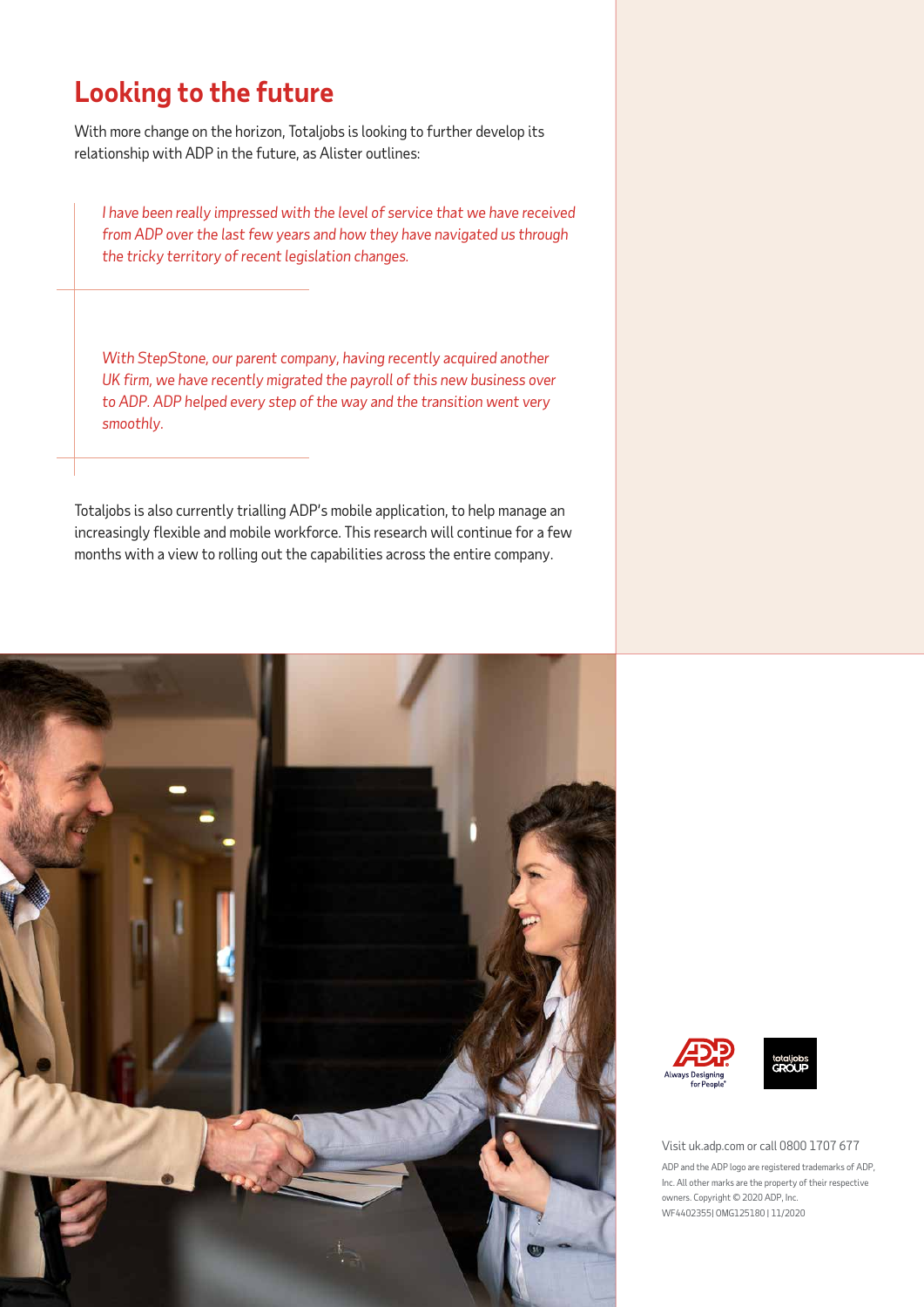## Looking to the future

With more change on the horizon, Totaljobs is looking to further develop its relationship with ADP in the future, as Alister outlines:

> *I have been really impressed with the level of service that we have received from ADP over the last few years and how they have navigated us through the tricky territory of recent legislation changes.*

> *With StepStone, our parent company, having recently acquired another UK firm, we have recently migrated the payroll of this new business over to ADP. ADP helped every step of the way and the transition went very smoothly.*

Totaljobs is also currently trialling ADP's mobile application, to help manage an increasingly flexible and mobile workforce. This research will continue for a few months with a view to rolling out the capabilities across the entire company.

Visit uk.adp.com or call 0800 1707 677

ADP and the ADP logo are registered trademarks of ADP, Inc. All other marks are the property of their respective owners. Copyright © 2020 ADP, Inc. WF4402355| OMG125180 | 11/2020